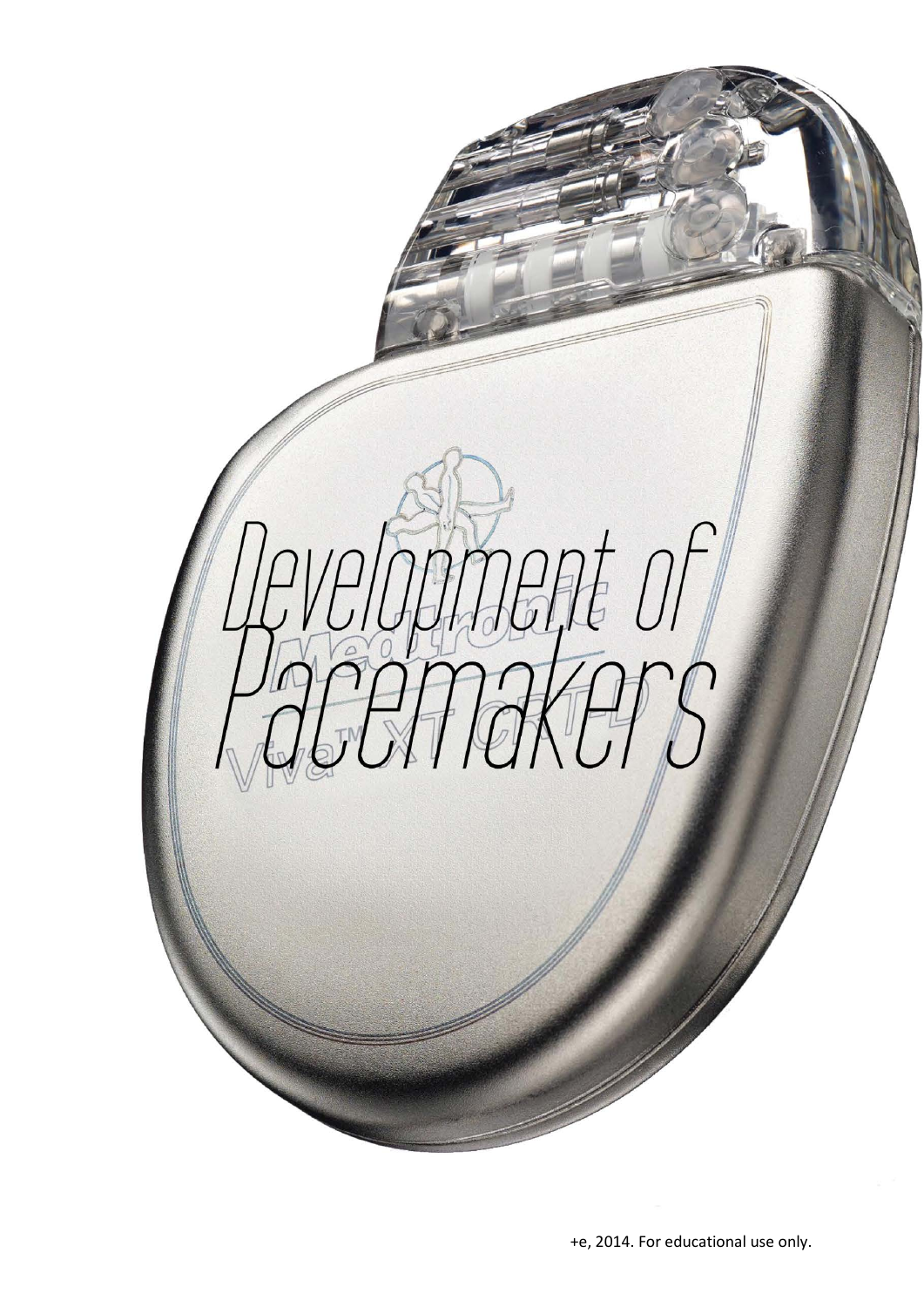# Development of Pacemakers

+e, 2014. For educational use only.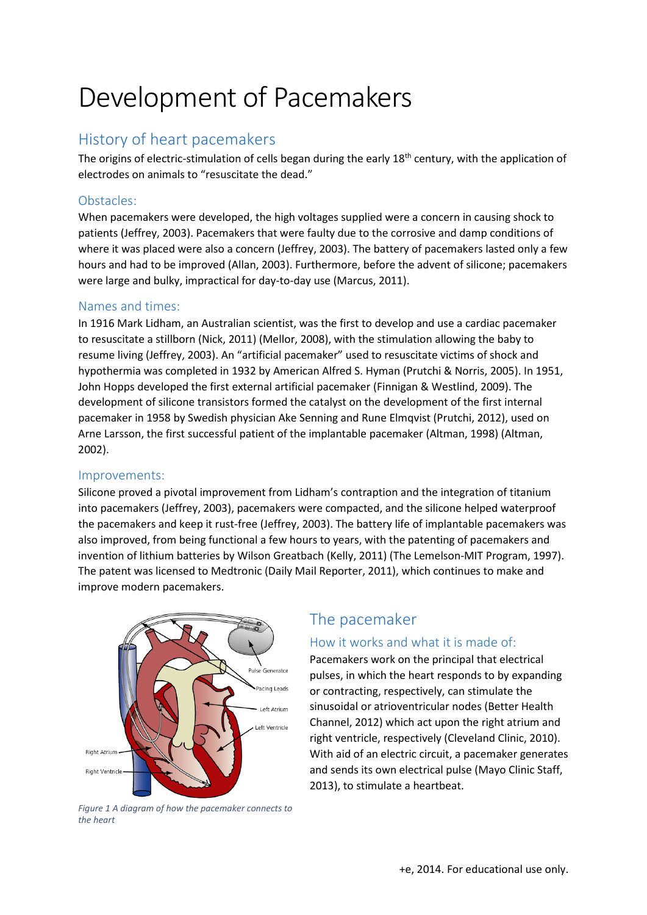# Development of Pacemakers

## History of heart pacemakers

The origins of electric-stimulation of cells began during the early 18th century, with the application of electrodes on animals to "resuscitate the dead."

### Obstacles:

When pacemakers were developed, the high voltages supplied were a concern in causing shock to patients (Jeffrey, 2003). Pacemakers that were faulty due to the corrosive and damp conditions of where it was placed were also a concern (Jeffrey, 2003). The battery of pacemakers lasted only a few hours and had to be improved (Allan, 2003). Furthermore, before the advent of silicone; pacemakers were large and bulky, impractical for day-to-day use (Marcus, 2011).

### Names and times:

In 1916 Mark Lidham, an Australian scientist, was the first to develop and use a cardiac pacemaker to resuscitate a stillborn (Nick, 2011) (Mellor, 2008), with the stimulation allowing the baby to resume living (Jeffrey, 2003). An "artificial pacemaker" used to resuscitate victims of shock and hypothermia was completed in 1932 by American Alfred S. Hyman (Prutchi & Norris, 2005). In 1951, John Hopps developed the first external artificial pacemaker (Finnigan & Westlind, 2009). The development of silicone transistors formed the catalyst on the development of the first internal pacemaker in 1958 by Swedish physician Ake Senning and Rune Elmqvist (Prutchi, 2012), used on Arne Larsson, the first successful patient of the implantable pacemaker (Altman, 1998) (Altman, 2002).

### Improvements:

Silicone proved a pivotal improvement from Lidham's contraption and the integration of titanium into pacemakers (Jeffrey, 2003), pacemakers were compacted, and the silicone helped waterproof the pacemakers and keep it rust-free (Jeffrey, 2003). The battery life of implantable pacemakers was also improved, from being functional a few hours to years, with the patenting of pacemakers and invention of lithium batteries by Wilson Greatbach (Kelly, 2011) (The Lemelson-MIT Program, 1997). The patent was licensed to Medtronic (Daily Mail Reporter, 2011), which continues to make and improve modern pacemakers.

*Figure 1 A diagram of how the pacemaker connects to the heart*

## The pacemaker

### How it works and what it is made of:

Pacemakers work on the principal that electrical pulses, in which the heart responds to by expanding or contracting, respectively, can stimulate the sinusoidal or atrioventricular nodes (Better Health Channel, 2012) which act upon the right atrium and right ventricle, respectively (Cleveland Clinic, 2010). With aid of an electric circuit, a pacemaker generates and sends its own electrical pulse (Mayo Clinic Staff, 2013), to stimulate a heartbeat.

+e, 2014. For educational use only.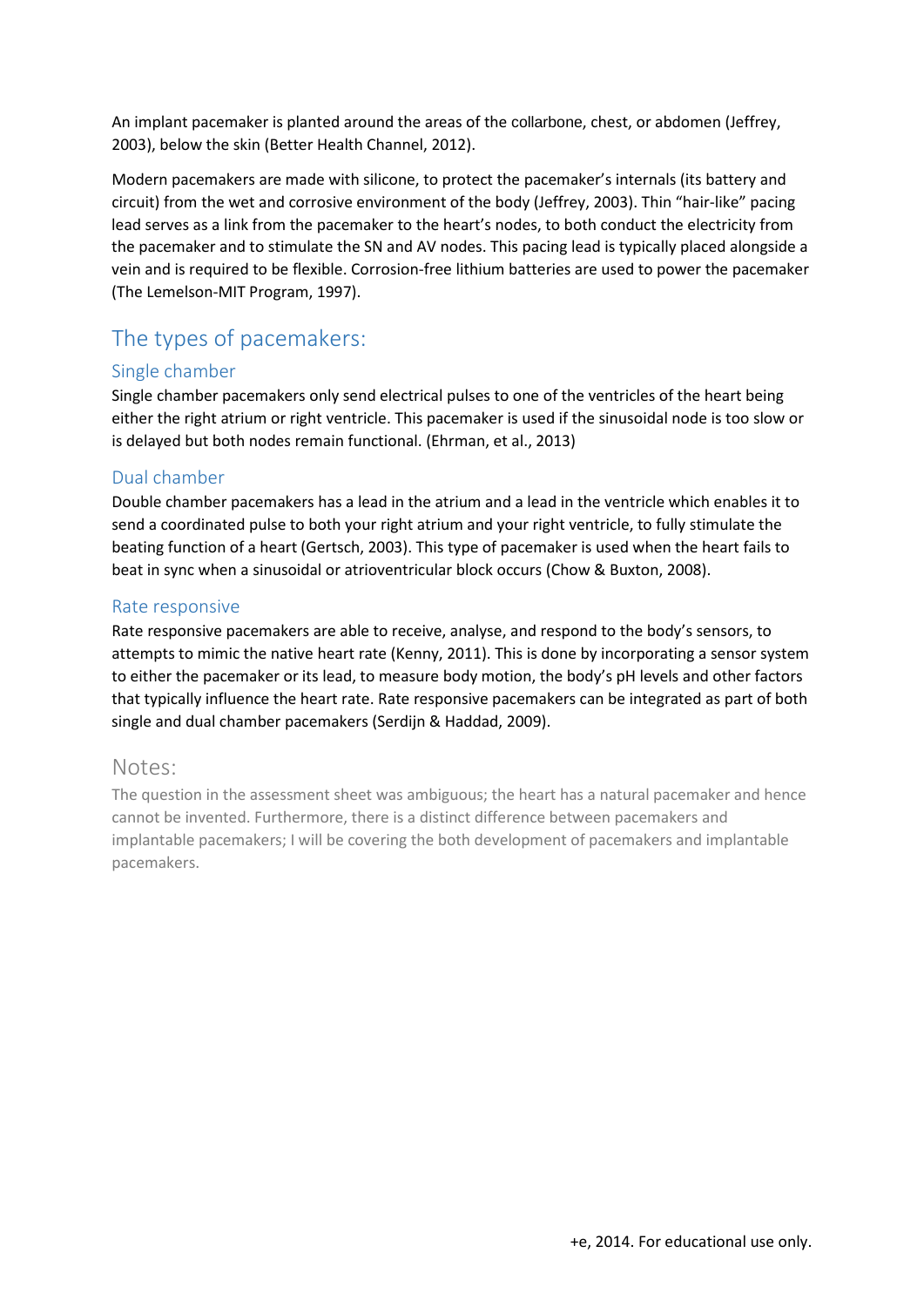An implant pacemaker is planted around the areas of the collarbone, chest, or abdomen (Jeffrey, 2003), below the skin (Better Health Channel, 2012).

Modern pacemakers are made with silicone, to protect the pacemaker's internals (its battery and circuit) from the wet and corrosive environment of the body (Jeffrey, 2003). Thin "hair-like" pacing lead serves as a link from the pacemaker to the heart's nodes, to both conduct the electricity from the pacemaker and to stimulate the SN and AV nodes. This pacing lead is typically placed alongside a vein and is required to be flexible. Corrosion-free lithium batteries are used to power the pacemaker (The Lemelson-MIT Program, 1997).

## The types of pacemakers:

### Single chamber

Single chamber pacemakers only send electrical pulses to one of the ventricles of the heart being either the right atrium or right ventricle. This pacemaker is used if the sinusoidal node is too slow or is delayed but both nodes remain functional. (Ehrman, et al., 2013)

### Dual chamber

Double chamber pacemakers has a lead in the atrium and a lead in the ventricle which enables it to send a coordinated pulse to both your right atrium and your right ventricle, to fully stimulate the beating function of a heart (Gertsch, 2003). This type of pacemaker is used when the heart fails to beat in sync when a sinusoidal or atrioventricular block occurs (Chow & Buxton, 2008).

### Rate responsive

Rate responsive pacemakers are able to receive, analyse, and respond to the body's sensors, to attempts to mimic the native heart rate (Kenny, 2011). This is done by incorporating a sensor system to either the pacemaker or its lead, to measure body motion, the body's pH levels and other factors that typically influence the heart rate. Rate responsive pacemakers can be integrated as part of both single and dual chamber pacemakers (Serdijn & Haddad, 2009).

## Notes:

The question in the assessment sheet was ambiguous; the heart has a natural pacemaker and hence cannot be invented. Furthermore, there is a distinct difference between pacemakers and implantable pacemakers; I will be covering the both development of pacemakers and implantable pacemakers.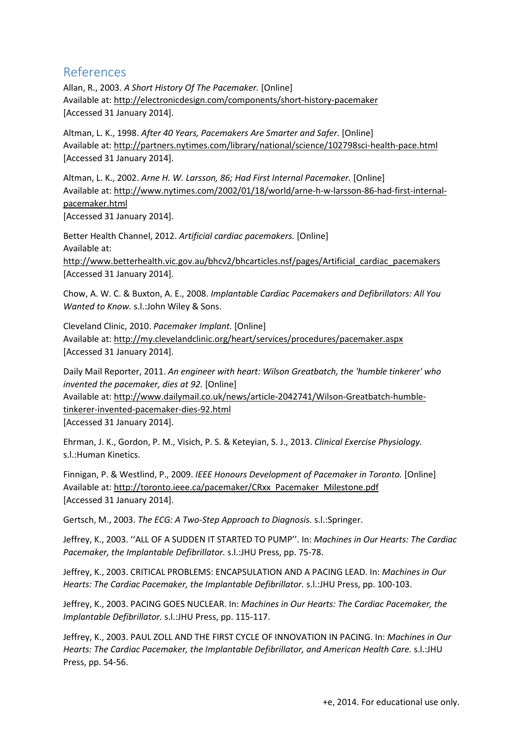## References

Allan, R., 2003. *A Short History Of The Pacemaker.* [Online]
Available at: http://electronicdesign.com/components/short-history-pacemaker
[Accessed 31 January 2014].

Altman, L. K., 1998. *After 40 Years, Pacemakers Are Smarter and Safer.* [Online]
Available at: http://partners.nytimes.com/library/national/science/102798sci-health-pace.html
[Accessed 31 January 2014].

Altman, L. K., 2002. *Arne H. W. Larsson, 86; Had First Internal Pacemaker.* [Online]
Available at: http://www.nytimes.com/2002/01/18/world/arne-h-w-larsson-86-had-first-internal-pacemaker.html
[Accessed 31 January 2014].

Better Health Channel, 2012. *Artificial cardiac pacemakers.* [Online]
Available at:
http://www.betterhealth.vic.gov.au/bhcv2/bhcarticles.nsf/pages/Artificial_cardiac_pacemakers
[Accessed 31 January 2014].

Chow, A. W. C. & Buxton, A. E., 2008. *Implantable Cardiac Pacemakers and Defibrillators: All You Wanted to Know.* s.l.:John Wiley & Sons.

Cleveland Clinic, 2010. *Pacemaker Implant.* [Online]
Available at: http://my.clevelandclinic.org/heart/services/procedures/pacemaker.aspx
[Accessed 31 January 2014].

Daily Mail Reporter, 2011. *An engineer with heart: Wilson Greatbatch, the 'humble tinkerer' who invented the pacemaker, dies at 92.* [Online]
Available at: http://www.dailymail.co.uk/news/article-2042741/Wilson-Greatbatch-humble-tinkerer-invented-pacemaker-dies-92.html
[Accessed 31 January 2014].

Ehrman, J. K., Gordon, P. M., Visich, P. S. & Keteyian, S. J., 2013. *Clinical Exercise Physiology.* s.l.:Human Kinetics.

Finnigan, P. & Westlind, P., 2009. *IEEE Honours Development of Pacemaker in Toronto.* [Online]
Available at: http://toronto.ieee.ca/pacemaker/CRxx_Pacemaker_Milestone.pdf
[Accessed 31 January 2014].

Gertsch, M., 2003. *The ECG: A Two-Step Approach to Diagnosis.* s.l.:Springer.

Jeffrey, K., 2003. ''ALL OF A SUDDEN IT STARTED TO PUMP''. In: *Machines in Our Hearts: The Cardiac Pacemaker, the Implantable Defibrillator.* s.l.:JHU Press, pp. 75-78.

Jeffrey, K., 2003. CRITICAL PROBLEMS: ENCAPSULATION AND A PACING LEAD. In: *Machines in Our Hearts: The Cardiac Pacemaker, the Implantable Defibrillator.* s.l.:JHU Press, pp. 100-103.

Jeffrey, K., 2003. PACING GOES NUCLEAR. In: *Machines in Our Hearts: The Cardiac Pacemaker, the Implantable Defibrillator.* s.l.:JHU Press, pp. 115-117.

Jeffrey, K., 2003. PAUL ZOLL AND THE FIRST CYCLE OF INNOVATION IN PACING. In: *Machines in Our Hearts: The Cardiac Pacemaker, the Implantable Defibrillator, and American Health Care.* s.l.:JHU Press, pp. 54-56.

+e, 2014. For educational use only.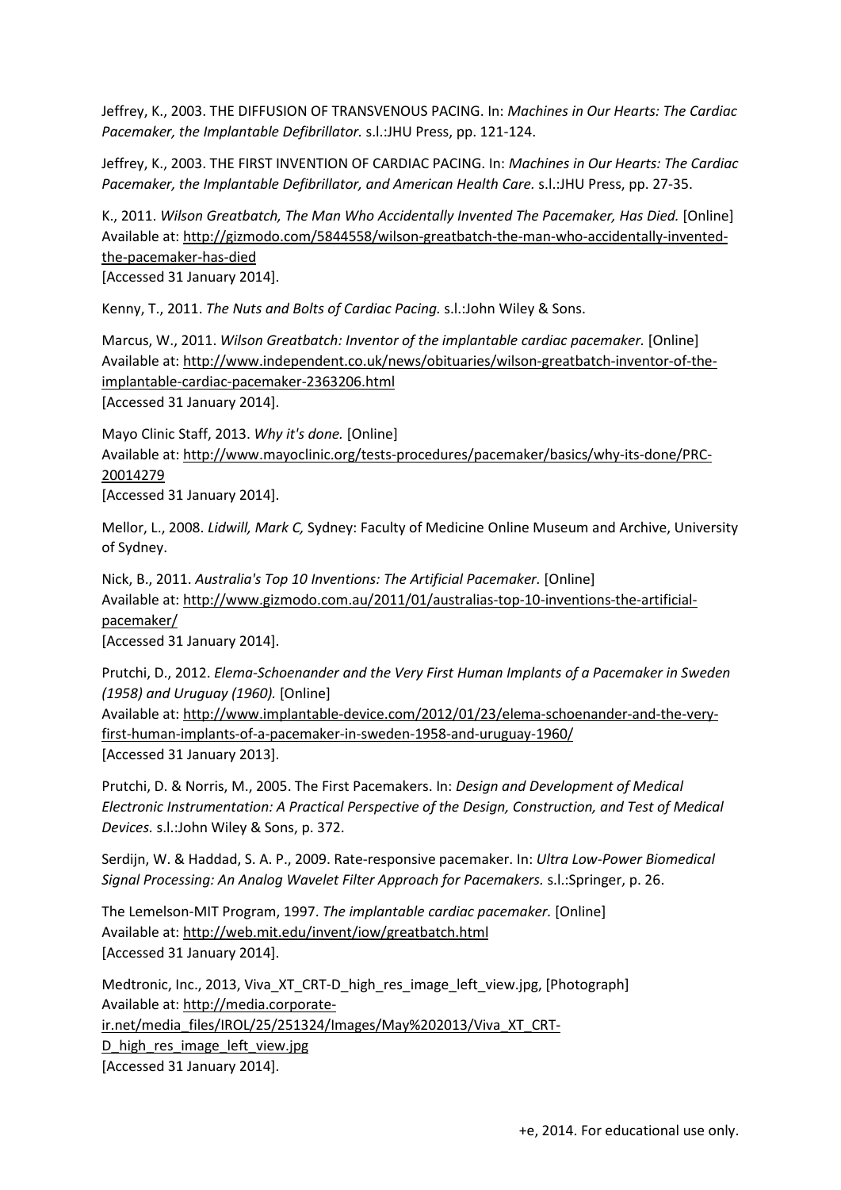Jeffrey, K., 2003. THE DIFFUSION OF TRANSVENOUS PACING. In: *Machines in Our Hearts: The Cardiac Pacemaker, the Implantable Defibrillator.* s.l.:JHU Press, pp. 121-124.

Jeffrey, K., 2003. THE FIRST INVENTION OF CARDIAC PACING. In: *Machines in Our Hearts: The Cardiac Pacemaker, the Implantable Defibrillator, and American Health Care.* s.l.:JHU Press, pp. 27-35.

K., 2011. *Wilson Greatbatch, The Man Who Accidentally Invented The Pacemaker, Has Died.* [Online]
Available at: http://gizmodo.com/5844558/wilson-greatbatch-the-man-who-accidentally-invented-the-pacemaker-has-died
[Accessed 31 January 2014].

Kenny, T., 2011. *The Nuts and Bolts of Cardiac Pacing.* s.l.:John Wiley & Sons.

Marcus, W., 2011. *Wilson Greatbatch: Inventor of the implantable cardiac pacemaker.* [Online]
Available at: http://www.independent.co.uk/news/obituaries/wilson-greatbatch-inventor-of-the-implantable-cardiac-pacemaker-2363206.html
[Accessed 31 January 2014].

Mayo Clinic Staff, 2013. *Why it's done.* [Online]
Available at: http://www.mayoclinic.org/tests-procedures/pacemaker/basics/why-its-done/PRC-20014279
[Accessed 31 January 2014].

Mellor, L., 2008. *Lidwill, Mark C,* Sydney: Faculty of Medicine Online Museum and Archive, University of Sydney.

Nick, B., 2011. *Australia's Top 10 Inventions: The Artificial Pacemaker.* [Online]
Available at: http://www.gizmodo.com.au/2011/01/australias-top-10-inventions-the-artificial-pacemaker/
[Accessed 31 January 2014].

Prutchi, D., 2012. *Elema-Schoenander and the Very First Human Implants of a Pacemaker in Sweden (1958) and Uruguay (1960).* [Online]
Available at: http://www.implantable-device.com/2012/01/23/elema-schoenander-and-the-very-first-human-implants-of-a-pacemaker-in-sweden-1958-and-uruguay-1960/
[Accessed 31 January 2013].

Prutchi, D. & Norris, M., 2005. The First Pacemakers. In: *Design and Development of Medical Electronic Instrumentation: A Practical Perspective of the Design, Construction, and Test of Medical Devices.* s.l.:John Wiley & Sons, p. 372.

Serdijn, W. & Haddad, S. A. P., 2009. Rate-responsive pacemaker. In: *Ultra Low-Power Biomedical Signal Processing: An Analog Wavelet Filter Approach for Pacemakers.* s.l.:Springer, p. 26.

The Lemelson-MIT Program, 1997. *The implantable cardiac pacemaker.* [Online]
Available at: http://web.mit.edu/invent/iow/greatbatch.html
[Accessed 31 January 2014].

Medtronic, Inc., 2013, Viva_XT_CRT-D_high_res_image_left_view.jpg, [Photograph]
Available at: http://media.corporate-ir.net/media_files/IROL/25/251324/Images/May%202013/Viva_XT_CRT-D_high_res_image_left_view.jpg
[Accessed 31 January 2014].

+e, 2014. For educational use only.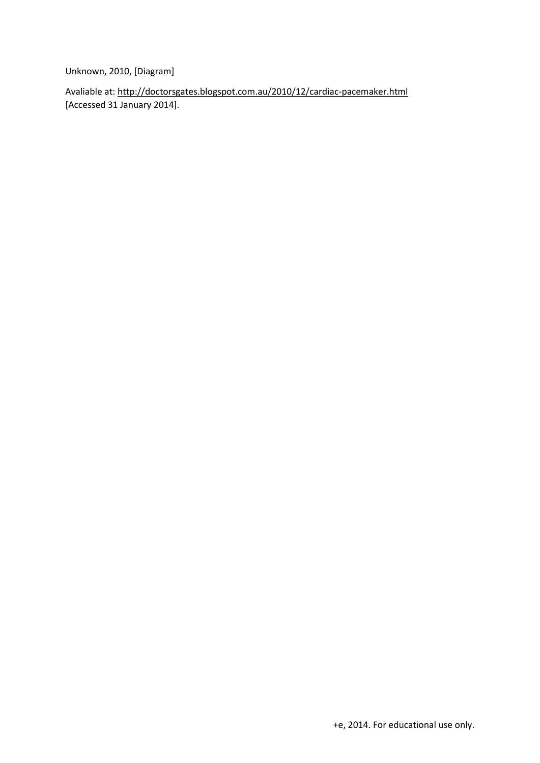Unknown, 2010, [Diagram]

Avaliable at: http://doctorsgates.blogspot.com.au/2010/12/cardiac-pacemaker.html
[Accessed 31 January 2014].

+e, 2014. For educational use only.